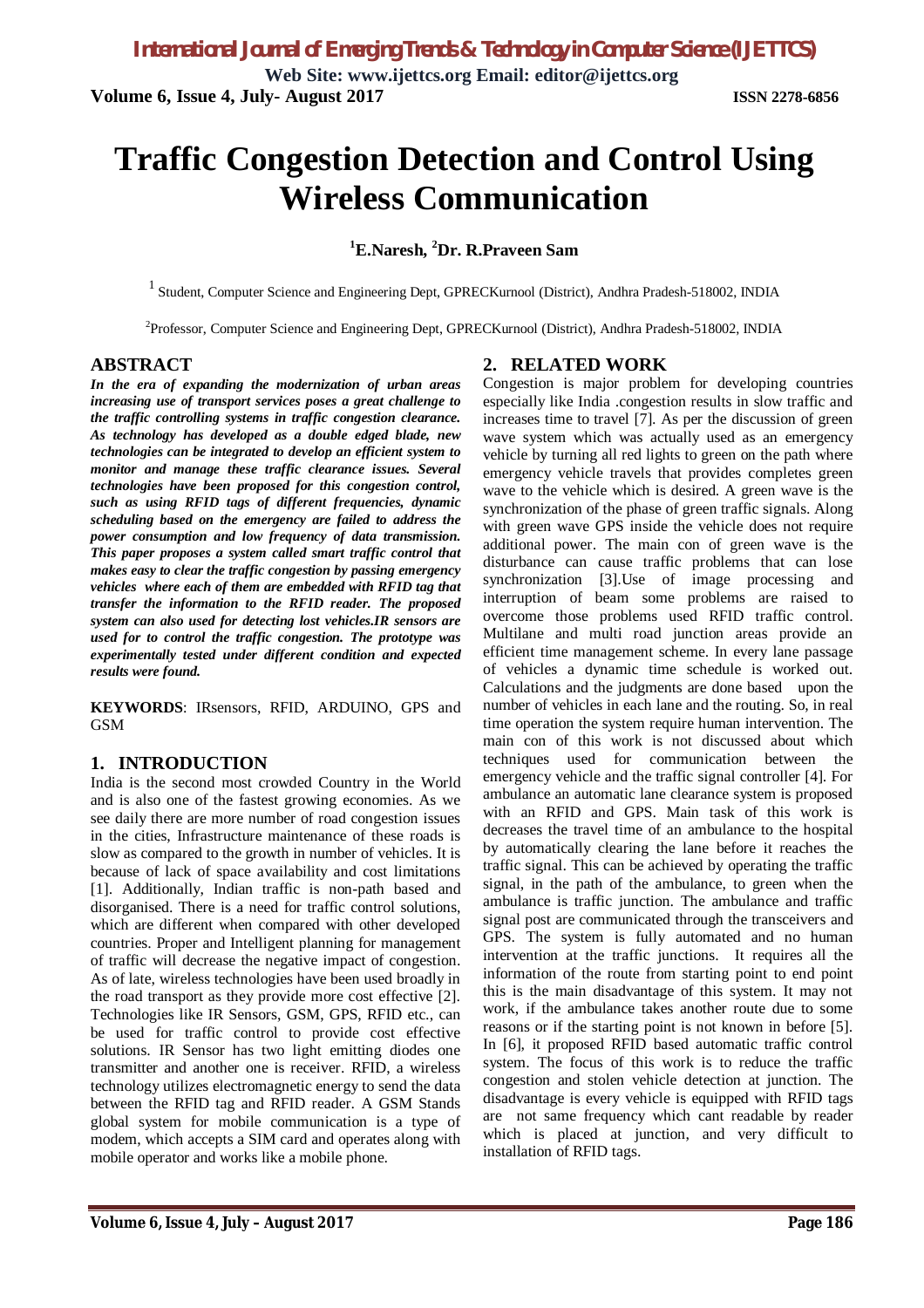# Traffic Congestion Detection and Control Using Wireless Communication

**[1]E.Naresh, [2]Dr. R.Praveen Sam**

[1] Student, Computer Science and Engineering Dept, GPRECKurnool (District), Andhra Pradesh-518002, INDIA

[2]Professor, Computer Science and Engineering Dept, GPRECKurnool (District), Andhra Pradesh-518002, INDIA

## ABSTRACT

***In the era of expanding the modernization of urban areas increasing use of transport services poses a great challenge to the traffic controlling systems in traffic congestion clearance. As technology has developed as a double edged blade, new technologies can be integrated to develop an efficient system to monitor and manage these traffic clearance issues. Several technologies have been proposed for this congestion control, such as using RFID tags of different frequencies, dynamic scheduling based on the emergency are failed to address the power consumption and low frequency of data transmission. This paper proposes a system called smart traffic control that makes easy to clear the traffic congestion by passing emergency vehicles where each of them are embedded with RFID tag that transfer the information to the RFID reader. The proposed system can also used for detecting lost vehicles.IR sensors are used for to control the traffic congestion. The prototype was experimentally tested under different condition and expected results were found.***

**KEYWORDS**: IRsensors, RFID, ARDUINO, GPS and GSM

## 1. INTRODUCTION

India is the second most crowded Country in the World and is also one of the fastest growing economies. As we see daily there are more number of road congestion issues in the cities, Infrastructure maintenance of these roads is slow as compared to the growth in number of vehicles. It is because of lack of space availability and cost limitations [1]. Additionally, Indian traffic is non-path based and disorganised. There is a need for traffic control solutions, which are different when compared with other developed countries. Proper and Intelligent planning for management of traffic will decrease the negative impact of congestion. As of late, wireless technologies have been used broadly in the road transport as they provide more cost effective [2]. Technologies like IR Sensors, GSM, GPS, RFID etc., can be used for traffic control to provide cost effective solutions. IR Sensor has two light emitting diodes one transmitter and another one is receiver. RFID, a wireless technology utilizes electromagnetic energy to send the data between the RFID tag and RFID reader. A GSM Stands global system for mobile communication is a type of modem, which accepts a SIM card and operates along with mobile operator and works like a mobile phone.

## 2. RELATED WORK

Congestion is major problem for developing countries especially like India .congestion results in slow traffic and increases time to travel [7]. As per the discussion of green wave system which was actually used as an emergency vehicle by turning all red lights to green on the path where emergency vehicle travels that provides completes green wave to the vehicle which is desired. A green wave is the synchronization of the phase of green traffic signals. Along with green wave GPS inside the vehicle does not require additional power. The main con of green wave is the disturbance can cause traffic problems that can lose synchronization [3].Use of image processing and interruption of beam some problems are raised to overcome those problems used RFID traffic control. Multilane and multi road junction areas provide an efficient time management scheme. In every lane passage of vehicles a dynamic time schedule is worked out. Calculations and the judgments are done based upon the number of vehicles in each lane and the routing. So, in real time operation the system require human intervention. The main con of this work is not discussed about which techniques used for communication between the emergency vehicle and the traffic signal controller [4]. For ambulance an automatic lane clearance system is proposed with an RFID and GPS. Main task of this work is decreases the travel time of an ambulance to the hospital by automatically clearing the lane before it reaches the traffic signal. This can be achieved by operating the traffic signal, in the path of the ambulance, to green when the ambulance is traffic junction. The ambulance and traffic signal post are communicated through the transceivers and GPS. The system is fully automated and no human intervention at the traffic junctions. It requires all the information of the route from starting point to end point this is the main disadvantage of this system. It may not work, if the ambulance takes another route due to some reasons or if the starting point is not known in before [5]. In [6], it proposed RFID based automatic traffic control system. The focus of this work is to reduce the traffic congestion and stolen vehicle detection at junction. The disadvantage is every vehicle is equipped with RFID tags are not same frequency which cant readable by reader which is placed at junction, and very difficult to installation of RFID tags.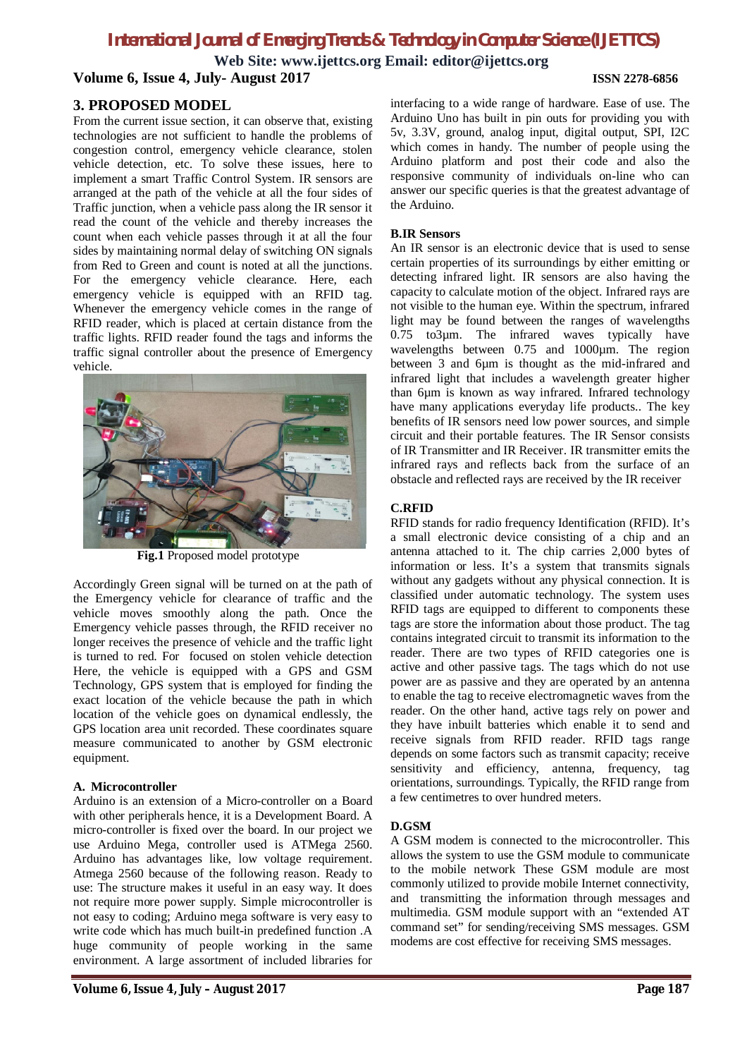## 3. PROPOSED MODEL

From the current issue section, it can observe that, existing technologies are not sufficient to handle the problems of congestion control, emergency vehicle clearance, stolen vehicle detection, etc. To solve these issues, here to implement a smart Traffic Control System. IR sensors are arranged at the path of the vehicle at all the four sides of Traffic junction, when a vehicle pass along the IR sensor it read the count of the vehicle and thereby increases the count when each vehicle passes through it at all the four sides by maintaining normal delay of switching ON signals from Red to Green and count is noted at all the junctions. For the emergency vehicle clearance. Here, each emergency vehicle is equipped with an RFID tag. Whenever the emergency vehicle comes in the range of RFID reader, which is placed at certain distance from the traffic lights. RFID reader found the tags and informs the traffic signal controller about the presence of Emergency vehicle.

**Fig.1** Proposed model prototype

Accordingly Green signal will be turned on at the path of the Emergency vehicle for clearance of traffic and the vehicle moves smoothly along the path. Once the Emergency vehicle passes through, the RFID receiver no longer receives the presence of vehicle and the traffic light is turned to red. For focused on stolen vehicle detection Here, the vehicle is equipped with a GPS and GSM Technology, GPS system that is employed for finding the exact location of the vehicle because the path in which location of the vehicle goes on dynamical endlessly, the GPS location area unit recorded. These coordinates square measure communicated to another by GSM electronic equipment.

### A. Microcontroller

Arduino is an extension of a Micro-controller on a Board with other peripherals hence, it is a Development Board. A micro-controller is fixed over the board. In our project we use Arduino Mega, controller used is ATMega 2560. Arduino has advantages like, low voltage requirement. Atmega 2560 because of the following reason. Ready to use: The structure makes it useful in an easy way. It does not require more power supply. Simple microcontroller is not easy to coding; Arduino mega software is very easy to write code which has much built-in predefined function .A huge community of people working in the same environment. A large assortment of included libraries for interfacing to a wide range of hardware. Ease of use. The Arduino Uno has built in pin outs for providing you with 5v, 3.3V, ground, analog input, digital output, SPI, I2C which comes in handy. The number of people using the Arduino platform and post their code and also the responsive community of individuals on-line who can answer our specific queries is that the greatest advantage of the Arduino.

### B.IR Sensors

An IR sensor is an electronic device that is used to sense certain properties of its surroundings by either emitting or detecting infrared light. IR sensors are also having the capacity to calculate motion of the object. Infrared rays are not visible to the human eye. Within the spectrum, infrared light may be found between the ranges of wavelengths 0.75 to3µm. The infrared waves typically have wavelengths between 0.75 and 1000µm. The region between 3 and 6µm is thought as the mid-infrared and infrared light that includes a wavelength greater higher than 6µm is known as way infrared. Infrared technology have many applications everyday life products.. The key benefits of IR sensors need low power sources, and simple circuit and their portable features. The IR Sensor consists of IR Transmitter and IR Receiver. IR transmitter emits the infrared rays and reflects back from the surface of an obstacle and reflected rays are received by the IR receiver

### C.RFID

RFID stands for radio frequency Identification (RFID). It's a small electronic device consisting of a chip and an antenna attached to it. The chip carries 2,000 bytes of information or less. It's a system that transmits signals without any gadgets without any physical connection. It is classified under automatic technology. The system uses RFID tags are equipped to different to components these tags are store the information about those product. The tag contains integrated circuit to transmit its information to the reader. There are two types of RFID categories one is active and other passive tags. The tags which do not use power are as passive and they are operated by an antenna to enable the tag to receive electromagnetic waves from the reader. On the other hand, active tags rely on power and they have inbuilt batteries which enable it to send and receive signals from RFID reader. RFID tags range depends on some factors such as transmit capacity; receive sensitivity and efficiency, antenna, frequency, tag orientations, surroundings. Typically, the RFID range from a few centimetres to over hundred meters.

### D.GSM

A GSM modem is connected to the microcontroller. This allows the system to use the GSM module to communicate to the mobile network These GSM module are most commonly utilized to provide mobile Internet connectivity, and transmitting the information through messages and multimedia. GSM module support with an "extended AT command set" for sending/receiving SMS messages. GSM modems are cost effective for receiving SMS messages.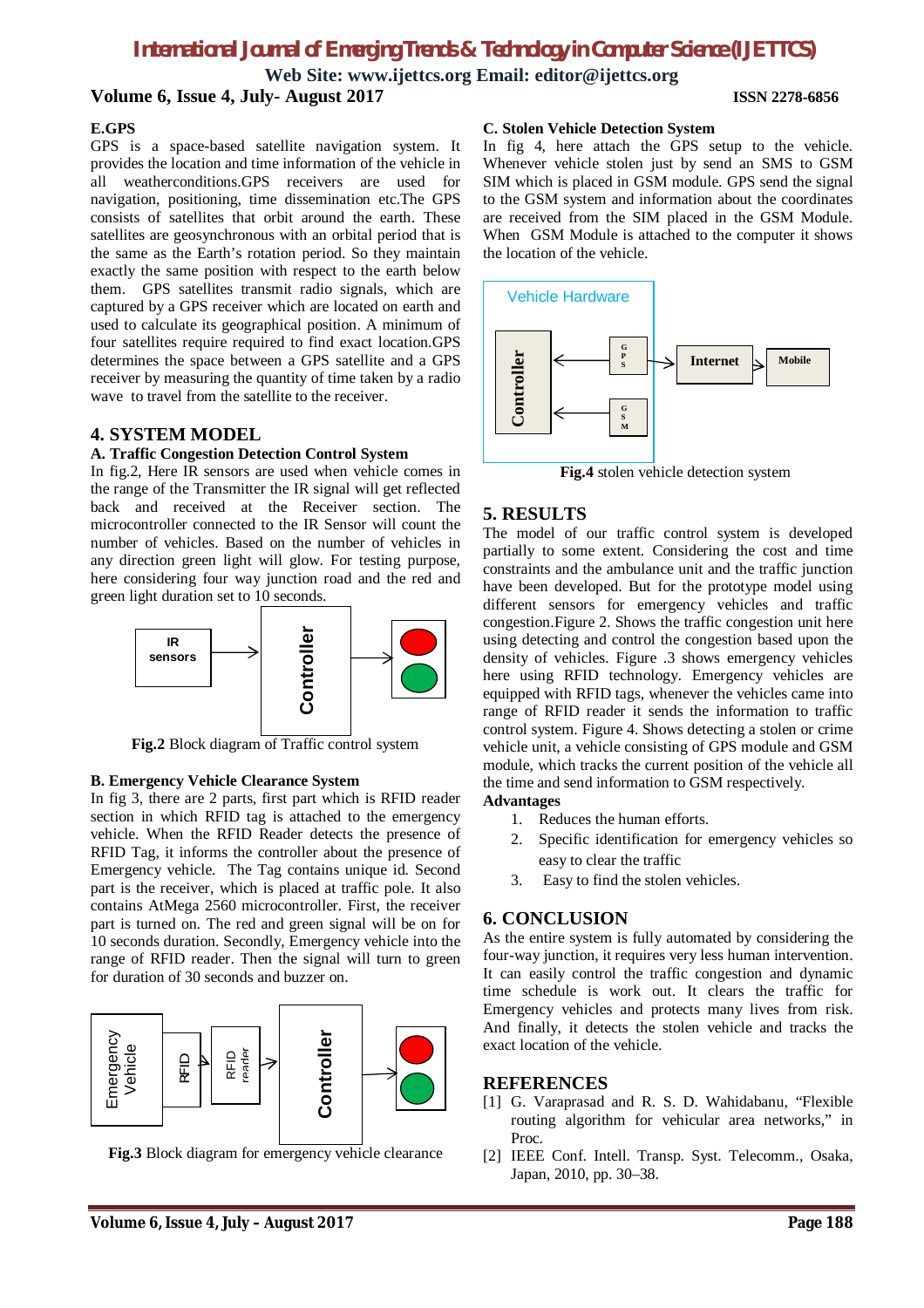**E.GPS**

GPS is a space-based satellite navigation system. It provides the location and time information of the vehicle in all weatherconditions.GPS receivers are used for navigation, positioning, time dissemination etc.The GPS consists of satellites that orbit around the earth. These satellites are geosynchronous with an orbital period that is the same as the Earth's rotation period. So they maintain exactly the same position with respect to the earth below them. GPS satellites transmit radio signals, which are captured by a GPS receiver which are located on earth and used to calculate its geographical position. A minimum of four satellites require required to find exact location.GPS determines the space between a GPS satellite and a GPS receiver by measuring the quantity of time taken by a radio wave to travel from the satellite to the receiver.

## 4. SYSTEM MODEL

**A. Traffic Congestion Detection Control System**

In fig.2, Here IR sensors are used when vehicle comes in the range of the Transmitter the IR signal will get reflected back and received at the Receiver section. The microcontroller connected to the IR Sensor will count the number of vehicles. Based on the number of vehicles in any direction green light will glow. For testing purpose, here considering four way junction road and the red and green light duration set to 10 seconds.

**Fig.2** Block diagram of Traffic control system

**B. Emergency Vehicle Clearance System**

In fig 3, there are 2 parts, first part which is RFID reader section in which RFID tag is attached to the emergency vehicle. When the RFID Reader detects the presence of RFID Tag, it informs the controller about the presence of Emergency vehicle. The Tag contains unique id. Second part is the receiver, which is placed at traffic pole. It also contains AtMega 2560 microcontroller. First, the receiver part is turned on. The red and green signal will be on for 10 seconds duration. Secondly, Emergency vehicle into the range of RFID reader. Then the signal will turn to green for duration of 30 seconds and buzzer on.

**Fig.3** Block diagram for emergency vehicle clearance

**C. Stolen Vehicle Detection System**

In fig 4, here attach the GPS setup to the vehicle. Whenever vehicle stolen just by send an SMS to GSM SIM which is placed in GSM module. GPS send the signal to the GSM system and information about the coordinates are received from the SIM placed in the GSM Module. When GSM Module is attached to the computer it shows the location of the vehicle.

**Fig.4** stolen vehicle detection system

## 5. RESULTS

The model of our traffic control system is developed partially to some extent. Considering the cost and time constraints and the ambulance unit and the traffic junction have been developed. But for the prototype model using different sensors for emergency vehicles and traffic congestion.Figure 2. Shows the traffic congestion unit here using detecting and control the congestion based upon the density of vehicles. Figure .3 shows emergency vehicles here using RFID technology. Emergency vehicles are equipped with RFID tags, whenever the vehicles came into range of RFID reader it sends the information to traffic control system. Figure 4. Shows detecting a stolen or crime vehicle unit, a vehicle consisting of GPS module and GSM module, which tracks the current position of the vehicle all the time and send information to GSM respectively.

**Advantages**

1. Reduces the human efforts.
2. Specific identification for emergency vehicles so easy to clear the traffic
3. Easy to find the stolen vehicles.

## 6. CONCLUSION

As the entire system is fully automated by considering the four-way junction, it requires very less human intervention. It can easily control the traffic congestion and dynamic time schedule is work out. It clears the traffic for Emergency vehicles and protects many lives from risk. And finally, it detects the stolen vehicle and tracks the exact location of the vehicle.

## REFERENCES

[1] G. Varaprasad and R. S. D. Wahidabanu, "Flexible routing algorithm for vehicular area networks," in Proc.

[2] IEEE Conf. Intell. Transp. Syst. Telecomm., Osaka, Japan, 2010, pp. 30–38.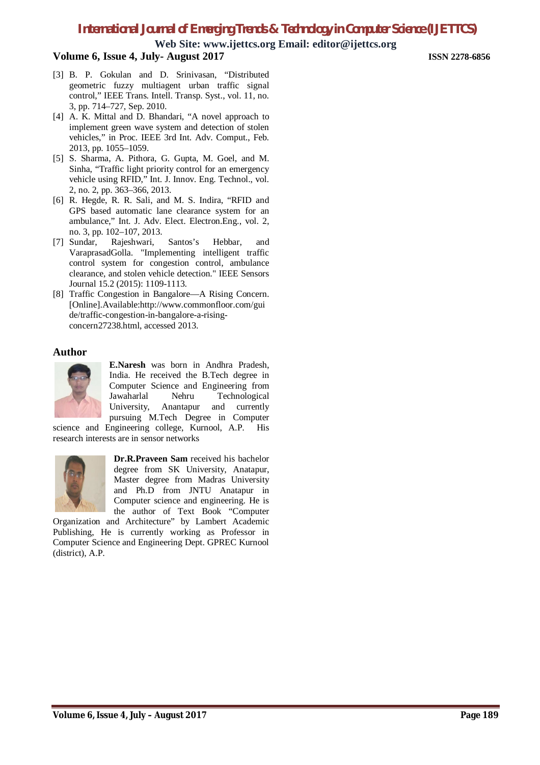[3] B. P. Gokulan and D. Srinivasan, “Distributed geometric fuzzy multiagent urban traffic signal control,” IEEE Trans. Intell. Transp. Syst., vol. 11, no. 3, pp. 714–727, Sep. 2010.

[4] A. K. Mittal and D. Bhandari, “A novel approach to implement green wave system and detection of stolen vehicles,” in Proc. IEEE 3rd Int. Adv. Comput., Feb. 2013, pp. 1055–1059.

[5] S. Sharma, A. Pithora, G. Gupta, M. Goel, and M. Sinha, “Traffic light priority control for an emergency vehicle using RFID,” Int. J. Innov. Eng. Technol., vol. 2, no. 2, pp. 363–366, 2013.

[6] R. Hegde, R. R. Sali, and M. S. Indira, “RFID and GPS based automatic lane clearance system for an ambulance,” Int. J. Adv. Elect. Electron.Eng., vol. 2, no. 3, pp. 102–107, 2013.

[7] Sundar, Rajeshwari, Santos’s Hebbar, and VaraprasadGolla. "Implementing intelligent traffic control system for congestion control, ambulance clearance, and stolen vehicle detection." IEEE Sensors Journal 15.2 (2015): 1109-1113.

[8] Traffic Congestion in Bangalore—A Rising Concern. [Online].Available:http://www.commonfloor.com/guide/traffic-congestion-in-bangalore-a-rising-concern27238.html, accessed 2013.

## Author

**E.Naresh** was born in Andhra Pradesh, India. He received the B.Tech degree in Computer Science and Engineering from Jawaharlal Nehru Technological University, Anantapur and currently pursuing M.Tech Degree in Computer science and Engineering college, Kurnool, A.P. His research interests are in sensor networks

**Dr.R.Praveen Sam** received his bachelor degree from SK University, Anatapur, Master degree from Madras University and Ph.D from JNTU Anatapur in Computer science and engineering. He is the author of Text Book “Computer Organization and Architecture” by Lambert Academic Publishing, He is currently working as Professor in Computer Science and Engineering Dept. GPREC Kurnool (district), A.P.